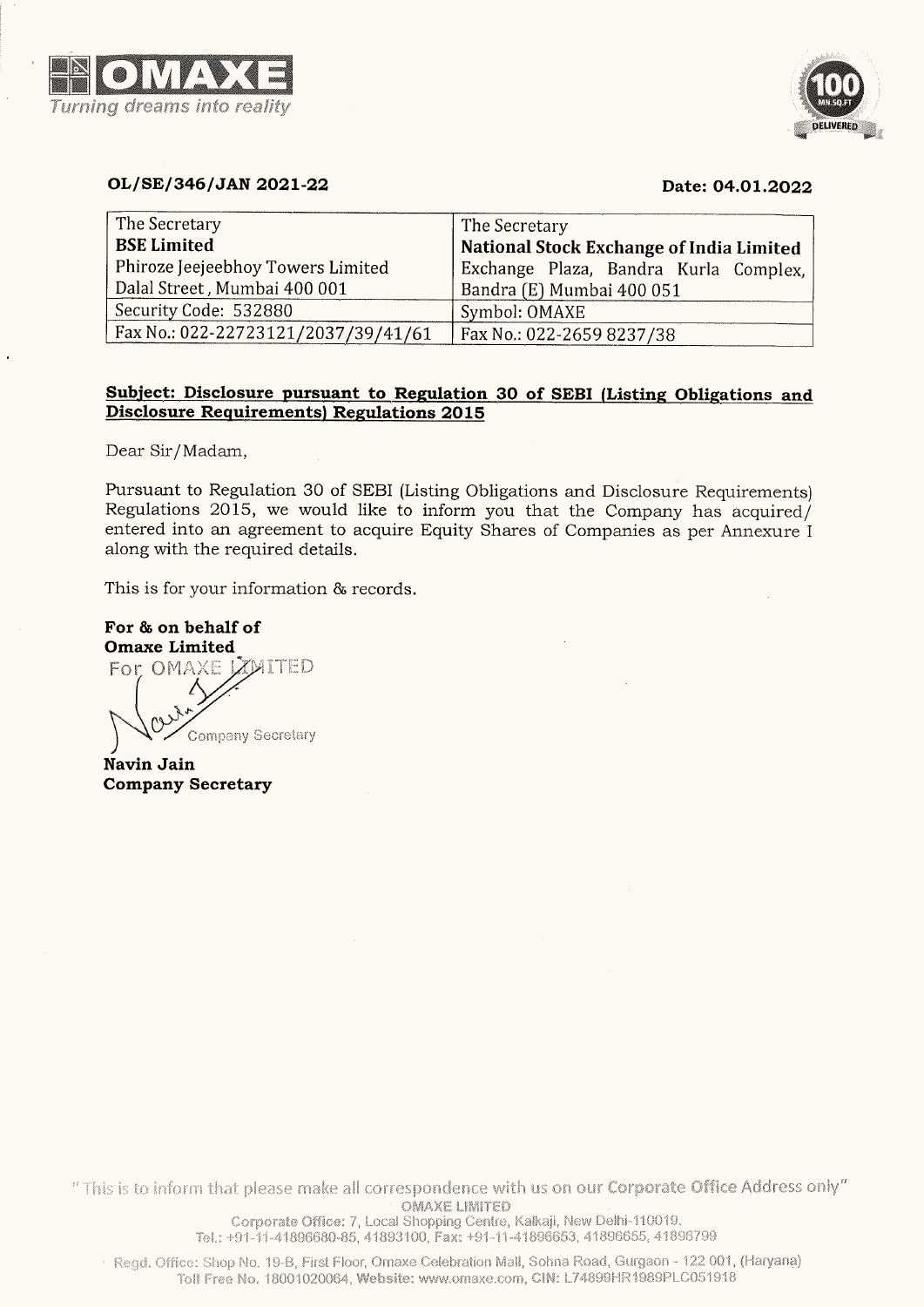**OL/SE/346/JAN 2021-22** **Date: 04.01.2022**

| The Secretary<br>**BSE Limited**<br>Phiroze Jeejeebhoy Towers Limited<br>Dalal Street, Mumbai 400 001 | The Secretary<br>**National Stock Exchange of India Limited**<br>Exchange Plaza, Bandra Kurla Complex,<br>Bandra (E) Mumbai 400 051 |
|---|---|
| Security Code: 532880 | Symbol: OMAXE |
| Fax No.: 022-22723121/2037/39/41/61 | Fax No.: 022-2659 8237/38 |

**Subject: Disclosure pursuant to Regulation 30 of SEBI (Listing Obligations and Disclosure Requirements) Regulations 2015**

Dear Sir/Madam,

Pursuant to Regulation 30 of SEBI (Listing Obligations and Disclosure Requirements) Regulations 2015, we would like to inform you that the Company has acquired/ entered into an agreement to acquire Equity Shares of Companies as per Annexure I along with the required details.

This is for your information & records.

**For & on behalf of**
**Omaxe Limited**

For OMAXE LIMITED

Company Secretary

**Navin Jain**
**Company Secretary**

"This is to inform that please make all correspondence with us on our Corporate Office Address only"

OMAXE LIMITED

Corporate Office: 7, Local Shopping Centre, Kalkaji, New Delhi-110019.
Tel.: +91-11-41896680-85, 41893100, Fax: +91-11-41896653, 41896655, 41896799

Regd. Office: Shop No. 19-B, First Floor, Omaxe Celebration Mall, Sohna Road, Gurgaon - 122 001, (Haryana)
Toll Free No. 18001020064, Website: www.omaxe.com, CIN: L74899HR1989PLC051918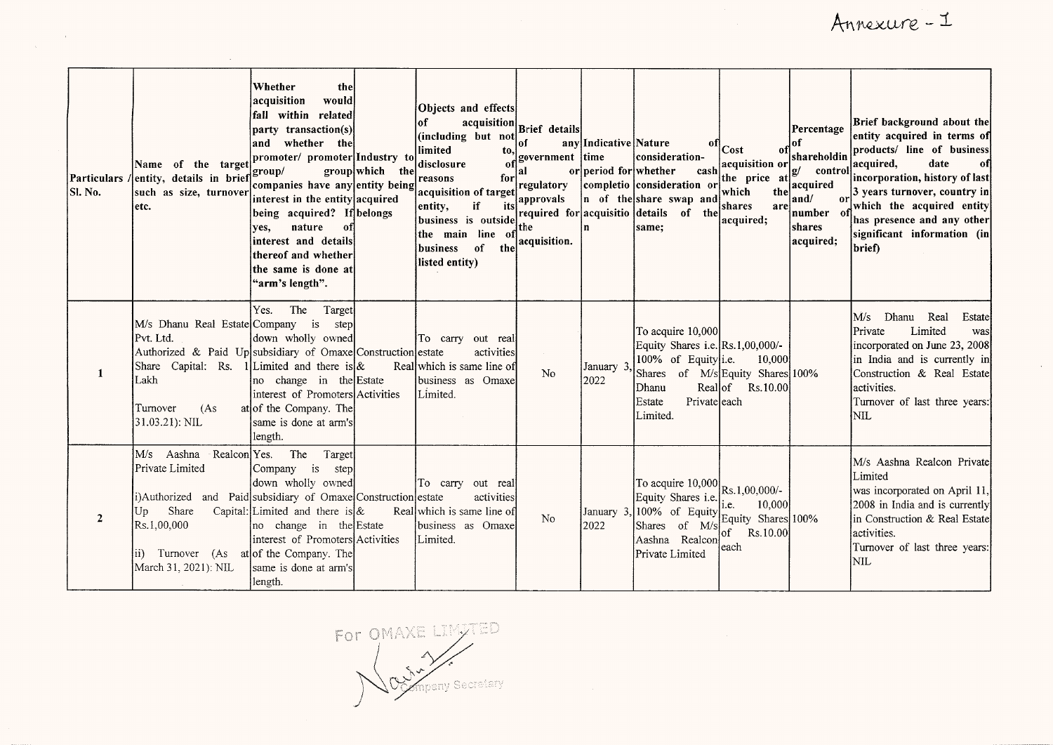Annexure - I

| Particulars / Sl. No. | Name of the target entity, details in brief such as size, turnover etc. | Whether the acquisition would fall within related party transaction(s) and whether the promoter/ promoter group/ group companies have any interest in the entity being acquired? If yes, nature of interest and details thereof and whether the same is done at "arm's length". | Industry to which the entity being acquired belongs | Objects and effects of acquisition (including but not limited to, disclosure of reasons for acquisition of target entity, if its business is outside the main line of business of the listed entity) | Brief details of any governmental or regulatory approvals required for the acquisition. | Indicative time period for completion of the acquisition | Nature of consideration- whether cash consideration or share swap and details of the same; | Cost of acquisition or the price at which the shares are acquired; | Percentage of shareholding/ control acquired and/ or number of shares acquired; | Brief background about the entity acquired in terms of products/ line of business acquired, date of incorporation, history of last 3 years turnover, country in which the acquired entity has presence and any other significant information (in brief) |
|---|---|---|---|---|---|---|---|---|---|---|
| 1 | M/s Dhanu Real Estate Pvt. Ltd.<br>Authorized & Paid Up Share Capital: Rs. 1 Lakh<br>Turnover (As at 31.03.21): NIL | Yes. The Target Company is step down wholly owned subsidiary of Omaxe Limited and there is no change in the interest of Promoters of the Company. The same is done at arm's length. | Construction & Real Estate Activities | To carry out real estate activities which is same line of business as Omaxe Limited. | No | January 3, 2022 | To acquire 10,000 Equity Shares i.e. 100% of Equity Shares of M/s Dhanu Real Estate Private Limited. | Rs.1,00,000/- i.e. 10,000 Equity Shares of Rs.10.00 each | 100% | M/s Dhanu Real Estate Private Limited was incorporated on June 23, 2008 in India and is currently in Construction & Real Estate activities.<br>Turnover of last three years: NIL |
| 2 | M/s Aashna Realcon Private Limited<br>i)Authorized and Paid Up Share Capital: Rs.1,00,000<br>ii) Turnover (As at March 31, 2021): NIL | Yes. The Target Company is step down wholly owned subsidiary of Omaxe Limited and there is no change in the interest of Promoters of the Company. The same is done at arm's length. | Construction & Real Estate Activities | To carry out real estate activities which is same line of business as Omaxe Limited. | No | January 3, 2022 | To acquire 10,000 Equity Shares i.e. 100% of Equity Shares of M/s Aashna Realcon Private Limited | Rs.1,00,000/- i.e. 10,000 Equity Shares of Rs.10.00 each | 100% | M/s Aashna Realcon Private Limited was incorporated on April 11, 2008 in India and is currently in Construction & Real Estate activities.<br>Turnover of last three years: NIL |

For OMAXE LIMITED

Company Secretary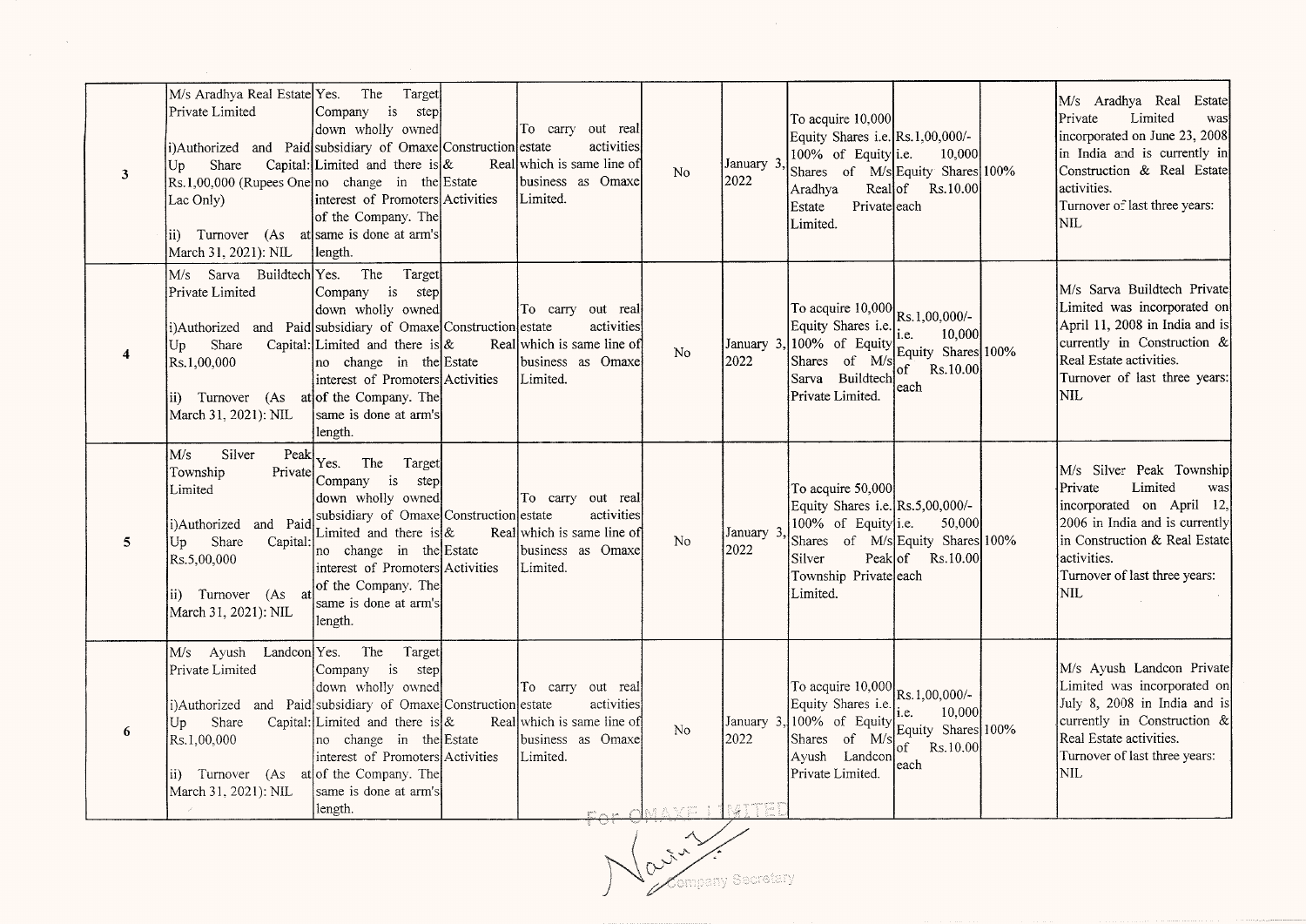| 3 | M/s Aradhya Real Estate Private Limited<br><br>i)Authorized and Paid Up Share Capital: Rs.1,00,000 (Rupees One Lac Only)<br><br>ii) Turnover (As at March 31, 2021): NIL | Yes. The Target Company is step down wholly owned subsidiary of Omaxe Limited and there is no change in the interest of Promoters of the Company. The same is done at arm's length. | Construction & Real Estate Activities | To carry out real estate activities which is same line of business as Omaxe Limited. | No | January 3, 2022 | To acquire 10,000 Equity Shares i.e. 100% of Equity Shares of M/s Aradhya Real Estate Private Limited. | Rs.1,00,000/- i.e. 10,000 Equity Shares of Rs.10.00 each | 100% | M/s Aradhya Real Estate Private Limited was incorporated on June 23, 2008 in India and is currently in Construction & Real Estate activities.<br>Turnover of last three years: NIL |
|---|---|---|---|---|---|---|---|---|---|---|
| 4 | M/s Sarva Buildtech Private Limited<br><br>i)Authorized and Paid Up Share Capital: Rs.1,00,000<br><br>ii) Turnover (As at March 31, 2021): NIL | Yes. The Target Company is step down wholly owned subsidiary of Omaxe Limited and there is no change in the interest of Promoters of the Company. The same is done at arm's length. | Construction & Real Estate Activities | To carry out real estate activities which is same line of business as Omaxe Limited. | No | January 3, 2022 | To acquire 10,000 Equity Shares i.e. 100% of Equity Shares of M/s Sarva Buildtech Private Limited. | Rs.1,00,000/- i.e. 10,000 Equity Shares of Rs.10.00 each | 100% | M/s Sarva Buildtech Private Limited was incorporated on April 11, 2008 in India and is currently in Construction & Real Estate activities.<br>Turnover of last three years: NIL |
| 5 | M/s Silver Peak Township Private Limited<br><br>i)Authorized and Paid Up Share Capital: Rs.5,00,000<br><br>ii) Turnover (As at March 31, 2021): NIL | Yes. The Target Company is step down wholly owned subsidiary of Omaxe Limited and there is no change in the interest of Promoters of the Company. The same is done at arm's length. | Construction & Real Estate Activities | To carry out real estate activities which is same line of business as Omaxe Limited. | No | January 3, 2022 | To acquire 50,000 Equity Shares i.e. 100% of Equity Shares of M/s Silver Peak Township Private Limited. | Rs.5,00,000/- i.e. 50,000 Equity Shares of Rs.10.00 each | 100% | M/s Silver Peak Township Private Limited was incorporated on April 12, 2006 in India and is currently in Construction & Real Estate activities.<br>Turnover of last three years: NIL |
| 6 | M/s Ayush Landcon Private Limited<br><br>i)Authorized and Paid Up Share Capital: Rs.1,00,000<br><br>ii) Turnover (As at March 31, 2021): NIL | Yes. The Target Company is step down wholly owned subsidiary of Omaxe Limited and there is no change in the interest of Promoters of the Company. The same is done at arm's length. | Construction & Real Estate Activities | To carry out real estate activities which is same line of business as Omaxe Limited. | No | January 3, 2022 | To acquire 10,000 Equity Shares i.e. 100% of Equity Shares of M/s Ayush Landcon Private Limited. | Rs.1,00,000/- i.e. 10,000 Equity Shares of Rs.10.00 each | 100% | M/s Ayush Landcon Private Limited was incorporated on July 8, 2008 in India and is currently in Construction & Real Estate activities.<br>Turnover of last three years: NIL |

For OMAXE LIMITED

Company Secretary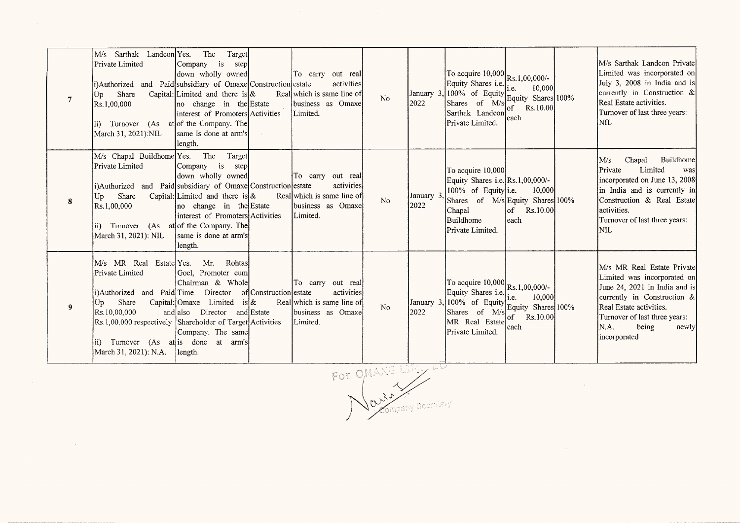| | | | | | | | | | | |
|---|---|---|---|---|---|---|---|---|---|---|
| 7 | M/s Sarthak Landcon Private Limited<br><br>i)Authorized and Paid Up Share Capital: Rs.1,00,000<br><br>ii) Turnover (As at March 31, 2021):NIL | Yes. The Target Company is step down wholly owned subsidiary of Omaxe Limited and there is no change in the interest of Promoters of the Company. The same is done at arm's length. | Construction & Real Estate Activities | To carry out real estate activities which is same line of business as Omaxe Limited. | No | January 3, 2022 | To acquire 10,000 Equity Shares i.e. 100% of Equity Shares of M/s Sarthak Landcon Private Limited. | Rs.1,00,000/- i.e. 10,000 Equity Shares of Rs.10.00 each | 100% | M/s Sarthak Landcon Private Limited was incorporated on July 3, 2008 in India and is currently in Construction & Real Estate activities.<br>Turnover of last three years: NIL |
| 8 | M/s Chapal Buildhome Private Limited<br><br>i)Authorized and Paid Up Share Capital: Rs.1,00,000<br><br>ii) Turnover (As at March 31, 2021): NIL | Yes. The Target Company is step down wholly owned subsidiary of Omaxe Limited and there is no change in the interest of Promoters of the Company. The same is done at arm's length. | Construction & Real Estate Activities | To carry out real estate activities which is same line of business as Omaxe Limited. | No | January 3, 2022 | To acquire 10,000 Equity Shares i.e. 100% of Equity Shares of M/s Chapal Buildhome Private Limited. | Rs.1,00,000/- i.e. 10,000 Equity Shares of Rs.10.00 each | 100% | M/s Chapal Buildhome Private Limited was incorporated on June 13, 2008 in India and is currently in Construction & Real Estate activities.<br>Turnover of last three years: NIL |
| 9 | M/s MR Real Estate Private Limited<br><br>i)Authorized and Paid Up Share Capital: Rs.10,00,000 and Rs.1,00,000 respectively<br><br>ii) Turnover (As at March 31, 2021): N.A. | Yes. Mr. Rohtas Goel, Promoter cum Chairman & Whole Time Director of Omaxe Limited is also Director and Shareholder of Target Company. The same is done at arm's length. | Construction & Real Estate Activities | To carry out real estate activities which is same line of business as Omaxe Limited. | No | January 3, 2022 | To acquire 10,000 Equity Shares i.e. 100% of Equity Shares of M/s MR Real Estate Private Limited. | Rs.1,00,000/- i.e. 10,000 Equity Shares of Rs.10.00 each | 100% | M/s MR Real Estate Private Limited was incorporated on June 24, 2021 in India and is currently in Construction & Real Estate activities.<br>Turnover of last three years: N.A. being newly incorporated |

For OMAXE LIMITED

Company Secretary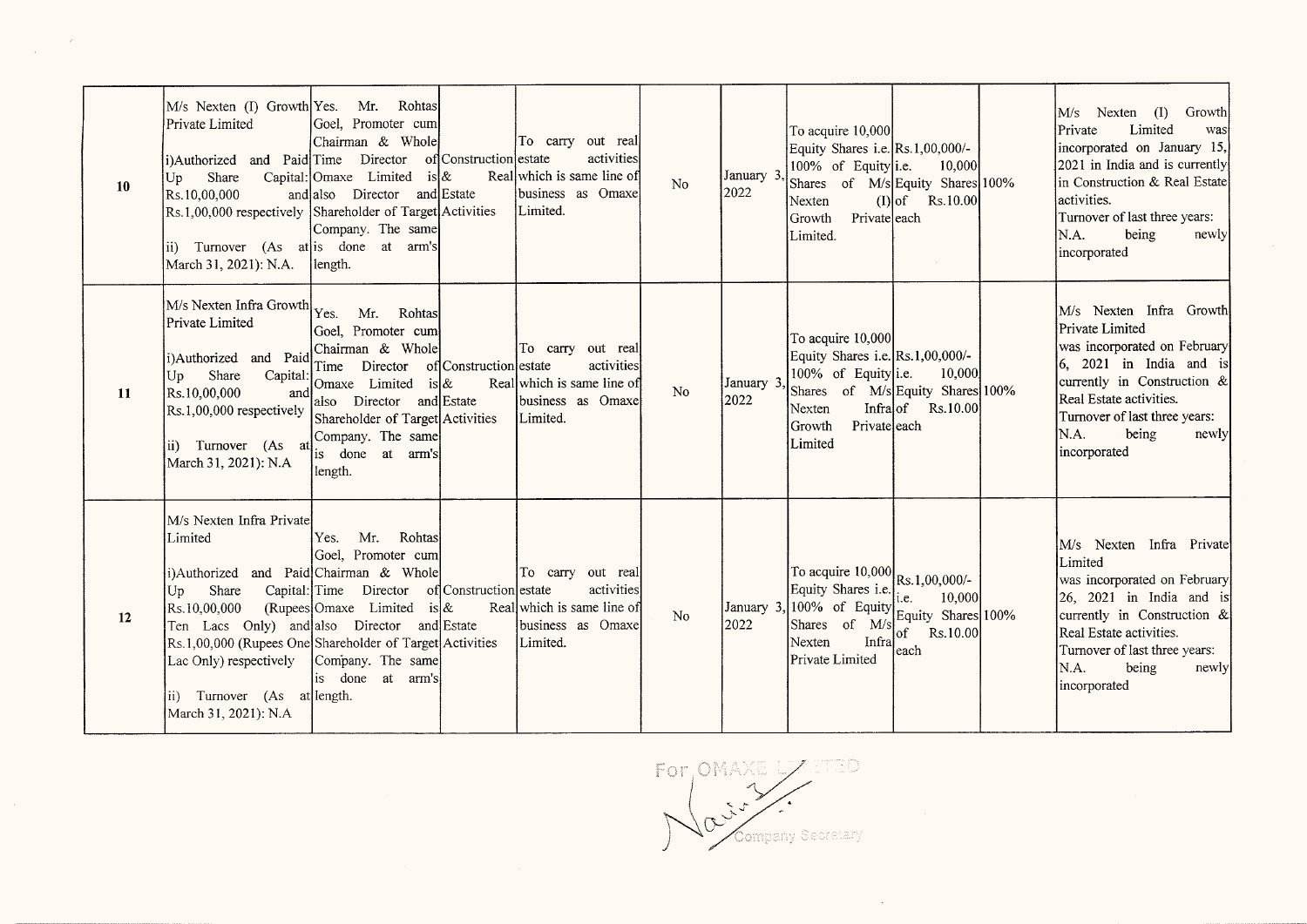| 10 | M/s Nexten (I) Growth Private Limited<br><br>i)Authorized and Paid Up Share Capital: Rs.10,00,000 and Rs.1,00,000 respectively<br><br>ii) Turnover (As at March 31, 2021): N.A. | Yes. Mr. Rohtas Goel, Promoter cum Chairman & Whole Time Director of Omaxe Limited is also Director and Shareholder of Target Company. The same is done at arm's length. | Construction & Real Estate Activities | To carry out real estate activities which is same line of business as Omaxe Limited. | No | January 3, 2022 | To acquire 10,000 Equity Shares i.e. 100% of Equity Shares of M/s Nexten (I) Growth Private Limited. | Rs.1,00,000/- i.e. 10,000 Equity Shares of Rs.10.00 each | 100% | M/s Nexten (I) Growth Private Limited was incorporated on January 15, 2021 in India and is currently in Construction & Real Estate activities.<br>Turnover of last three years: N.A. being newly incorporated |
|---|---|---|---|---|---|---|---|---|---|---|
| 11 | M/s Nexten Infra Growth Private Limited<br><br>i)Authorized and Paid Up Share Capital: Rs.10,00,000 and Rs.1,00,000 respectively<br><br>ii) Turnover (As at March 31, 2021): N.A | Yes. Mr. Rohtas Goel, Promoter cum Chairman & Whole Time Director of Omaxe Limited is also Director and Shareholder of Target Company. The same is done at arm's length. | Construction & Real Estate Activities | To carry out real estate activities which is same line of business as Omaxe Limited. | No | January 3, 2022 | To acquire 10,000 Equity Shares i.e. 100% of Equity Shares of M/s Nexten Infra Growth Private Limited | Rs.1,00,000/- i.e. 10,000 Equity Shares of Rs.10.00 each | 100% | M/s Nexten Infra Growth Private Limited was incorporated on February 6, 2021 in India and is currently in Construction & Real Estate activities.<br>Turnover of last three years: N.A. being newly incorporated |
| 12 | M/s Nexten Infra Private Limited<br><br>i)Authorized and Paid Up Share Capital: Rs.10,00,000 (Rupees Ten Lacs Only) and Rs.1,00,000 (Rupees One Lac Only) respectively<br><br>ii) Turnover (As at March 31, 2021): N.A | Yes. Mr. Rohtas Goel, Promoter cum Chairman & Whole Time Director of Omaxe Limited is also Director and Shareholder of Target Company. The same is done at arm's length. | Construction & Real Estate Activities | To carry out real estate activities which is same line of business as Omaxe Limited. | No | January 3, 2022 | To acquire 10,000 Equity Shares i.e. 100% of Equity Shares of M/s Nexten Infra Private Limited | Rs.1,00,000/- i.e. 10,000 Equity Shares of Rs.10.00 each | 100% | M/s Nexten Infra Private Limited was incorporated on February 26, 2021 in India and is currently in Construction & Real Estate activities.<br>Turnover of last three years: N.A. being newly incorporated |

For OMAXE LIMITED

Company Secretary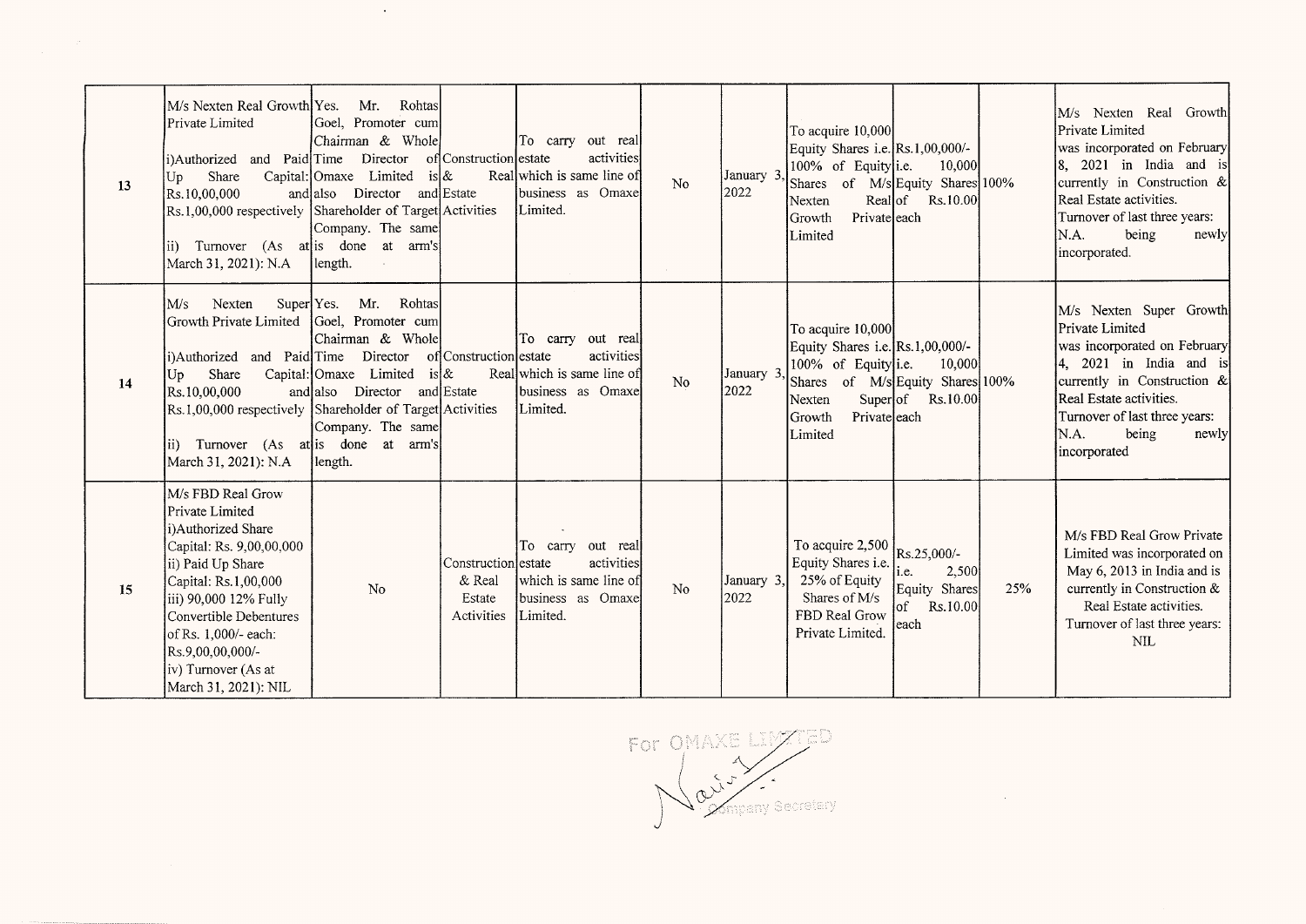| | | | | | | | | | | |
|---|---|---|---|---|---|---|---|---|---|---|
| 13 | M/s Nexten Real Growth Private Limited<br><br>i)Authorized and Paid Up Share Capital: Rs.10,00,000 and Rs.1,00,000 respectively<br><br>ii) Turnover (As at March 31, 2021): N.A | Yes. Mr. Rohtas Goel, Promoter cum Chairman & Whole Time Director of Omaxe Limited is also Director and Shareholder of Target Company. The same is done at arm's length. | Construction & Real Estate Activities | To carry out real estate activities which is same line of business as Omaxe Limited. | No | January 3, 2022 | To acquire 10,000 Equity Shares i.e. 100% of Equity Shares of M/s Nexten Real Growth Private Limited | Rs.1,00,000/- i.e. 10,000 Equity Shares of Rs.10.00 each | 100% | M/s Nexten Real Growth Private Limited was incorporated on February 8, 2021 in India and is currently in Construction & Real Estate activities.<br>Turnover of last three years: N.A. being newly incorporated. |
| 14 | M/s Nexten Super Growth Private Limited<br><br>i)Authorized and Paid Up Share Capital: Rs.10,00,000 and Rs.1,00,000 respectively<br><br>ii) Turnover (As at March 31, 2021): N.A | Yes. Mr. Rohtas Goel, Promoter cum Chairman & Whole Time Director of Omaxe Limited is also Director and Shareholder of Target Company. The same is done at arm's length. | Construction & Real Estate Activities | To carry out real estate activities which is same line of business as Omaxe Limited. | No | January 3, 2022 | To acquire 10,000 Equity Shares i.e. 100% of Equity Shares of M/s Nexten Super Growth Private Limited | Rs.1,00,000/- i.e. 10,000 Equity Shares of Rs.10.00 each | 100% | M/s Nexten Super Growth Private Limited was incorporated on February 4, 2021 in India and is currently in Construction & Real Estate activities.<br>Turnover of last three years: N.A. being newly incorporated |
| 15 | M/s FBD Real Grow Private Limited<br>i)Authorized Share Capital: Rs. 9,00,00,000<br>ii) Paid Up Share Capital: Rs.1,00,000<br>iii) 90,000 12% Fully Convertible Debentures of Rs. 1,000/- each: Rs.9,00,00,000/-<br>iv) Turnover (As at March 31, 2021): NIL | No | Construction & Real Estate Activities | To carry out real estate activities which is same line of business as Omaxe Limited. | No | January 3, 2022 | To acquire 2,500 Equity Shares i.e. 25% of Equity Shares of M/s FBD Real Grow Private Limited. | Rs.25,000/- i.e. 2,500 Equity Shares of Rs.10.00 each | 25% | M/s FBD Real Grow Private Limited was incorporated on May 6, 2013 in India and is currently in Construction & Real Estate activities.<br>Turnover of last three years: NIL |

For OMAXE LIMITED

Company Secretary